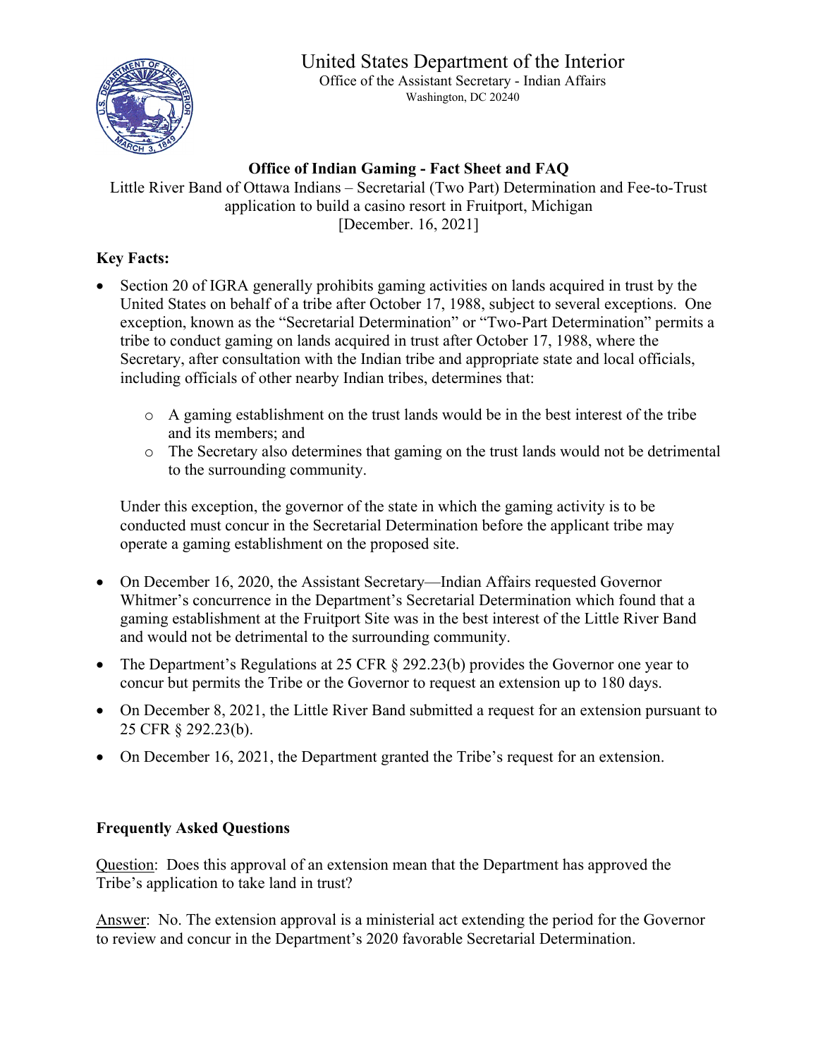# United States Department of the Interior

Office of the Assistant Secretary - Indian Affairs
Washington, DC 20240

## Office of Indian Gaming - Fact Sheet and FAQ

Little River Band of Ottawa Indians – Secretarial (Two Part) Determination and Fee-to-Trust application to build a casino resort in Fruitport, Michigan
[December. 16, 2021]

### Key Facts:

- Section 20 of IGRA generally prohibits gaming activities on lands acquired in trust by the United States on behalf of a tribe after October 17, 1988, subject to several exceptions. One exception, known as the "Secretarial Determination" or "Two-Part Determination" permits a tribe to conduct gaming on lands acquired in trust after October 17, 1988, where the Secretary, after consultation with the Indian tribe and appropriate state and local officials, including officials of other nearby Indian tribes, determines that:
  - A gaming establishment on the trust lands would be in the best interest of the tribe and its members; and
  - The Secretary also determines that gaming on the trust lands would not be detrimental to the surrounding community.

  Under this exception, the governor of the state in which the gaming activity is to be conducted must concur in the Secretarial Determination before the applicant tribe may operate a gaming establishment on the proposed site.

- On December 16, 2020, the Assistant Secretary—Indian Affairs requested Governor Whitmer's concurrence in the Department's Secretarial Determination which found that a gaming establishment at the Fruitport Site was in the best interest of the Little River Band and would not be detrimental to the surrounding community.
- The Department's Regulations at 25 CFR § 292.23(b) provides the Governor one year to concur but permits the Tribe or the Governor to request an extension up to 180 days.
- On December 8, 2021, the Little River Band submitted a request for an extension pursuant to 25 CFR § 292.23(b).
- On December 16, 2021, the Department granted the Tribe's request for an extension.

### Frequently Asked Questions

Question: Does this approval of an extension mean that the Department has approved the Tribe's application to take land in trust?

Answer: No. The extension approval is a ministerial act extending the period for the Governor to review and concur in the Department's 2020 favorable Secretarial Determination.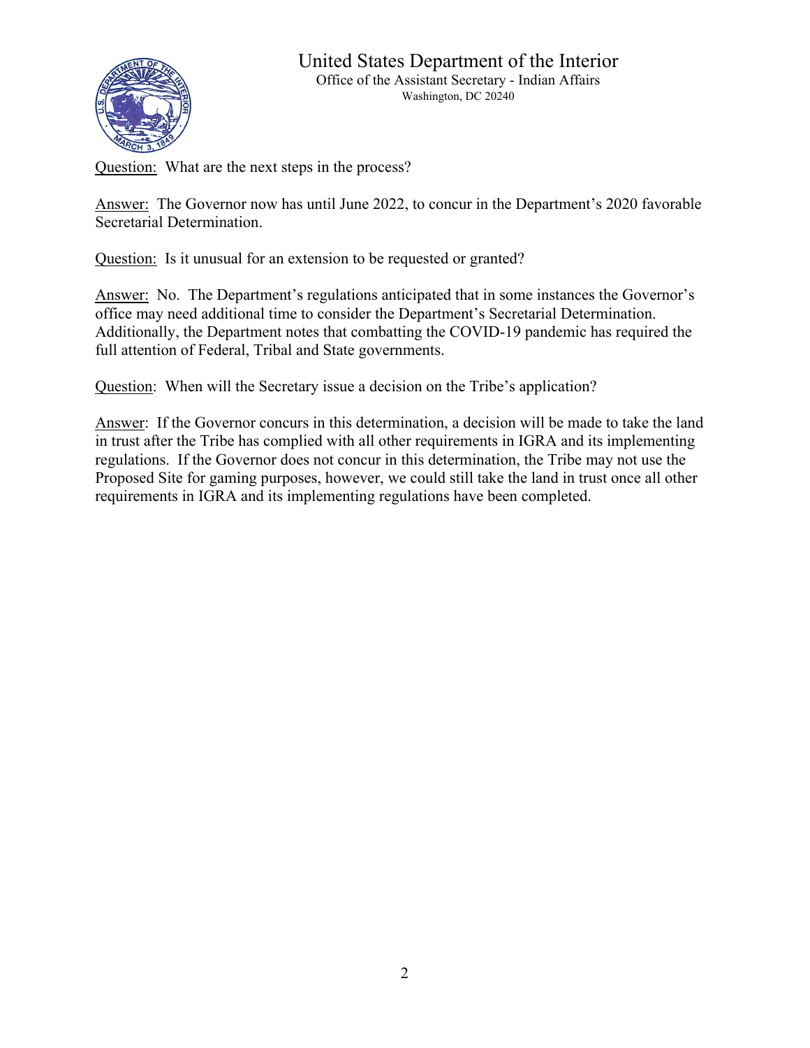United States Department of the Interior

Office of the Assistant Secretary - Indian Affairs

Washington, DC 20240

Question: What are the next steps in the process?

Answer: The Governor now has until June 2022, to concur in the Department's 2020 favorable Secretarial Determination.

Question: Is it unusual for an extension to be requested or granted?

Answer: No. The Department's regulations anticipated that in some instances the Governor's office may need additional time to consider the Department's Secretarial Determination. Additionally, the Department notes that combatting the COVID-19 pandemic has required the full attention of Federal, Tribal and State governments.

Question: When will the Secretary issue a decision on the Tribe's application?

Answer: If the Governor concurs in this determination, a decision will be made to take the land in trust after the Tribe has complied with all other requirements in IGRA and its implementing regulations. If the Governor does not concur in this determination, the Tribe may not use the Proposed Site for gaming purposes, however, we could still take the land in trust once all other requirements in IGRA and its implementing regulations have been completed.